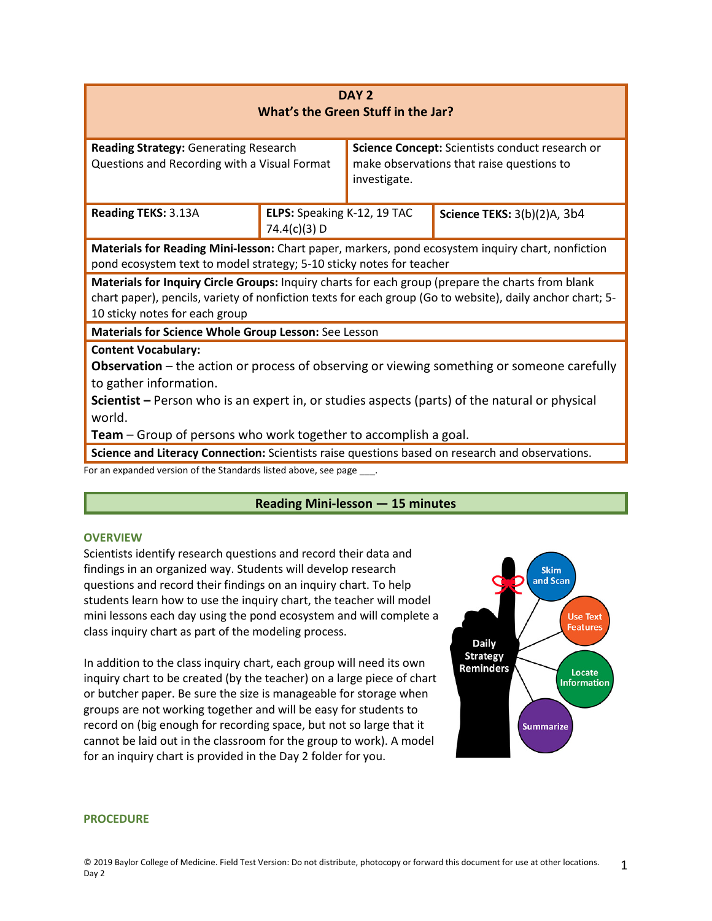## DAY 2
## What's the Green Stuff in the Jar?

| **Reading Strategy:** Generating Research Questions and Recording with a Visual Format | | **Science Concept:** Scientists conduct research or make observations that raise questions to investigate. |
|---|---|---|
| **Reading TEKS:** 3.13A | **ELPS:** Speaking K-12, 19 TAC 74.4(c)(3) D | **Science TEKS:** 3(b)(2)A, 3b4 |

**Materials for Reading Mini-lesson:** Chart paper, markers, pond ecosystem inquiry chart, nonfiction pond ecosystem text to model strategy; 5-10 sticky notes for teacher

**Materials for Inquiry Circle Groups:** Inquiry charts for each group (prepare the charts from blank chart paper), pencils, variety of nonfiction texts for each group (Go to website), daily anchor chart; 5-10 sticky notes for each group

**Materials for Science Whole Group Lesson:** See Lesson

**Content Vocabulary:**

**Observation** – the action or process of observing or viewing something or someone carefully to gather information.

**Scientist –** Person who is an expert in, or studies aspects (parts) of the natural or physical world.

**Team** – Group of persons who work together to accomplish a goal.

**Science and Literacy Connection:** Scientists raise questions based on research and observations.

For an expanded version of the Standards listed above, see page ___.

## Reading Mini-lesson — 15 minutes

### OVERVIEW

Scientists identify research questions and record their data and findings in an organized way. Students will develop research questions and record their findings on an inquiry chart. To help students learn how to use the inquiry chart, the teacher will model mini lessons each day using the pond ecosystem and will complete a class inquiry chart as part of the modeling process.

In addition to the class inquiry chart, each group will need its own inquiry chart to be created (by the teacher) on a large piece of chart or butcher paper. Be sure the size is manageable for storage when groups are not working together and will be easy for students to record on (big enough for recording space, but not so large that it cannot be laid out in the classroom for the group to work). A model for an inquiry chart is provided in the Day 2 folder for you.

Daily Strategy Reminders: Skim and Scan; Use Text Features; Locate Information; Summarize

### PROCEDURE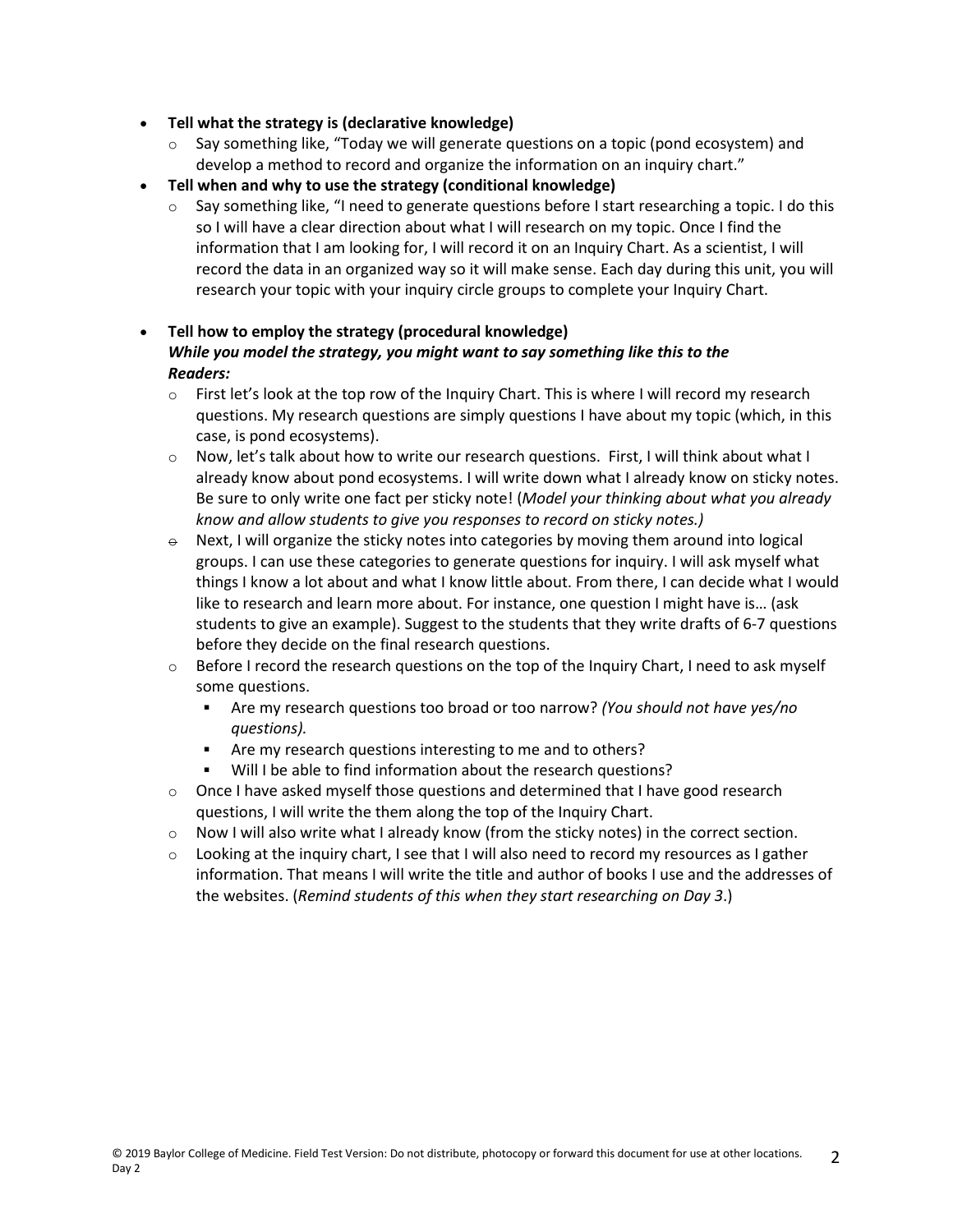- **Tell what the strategy is (declarative knowledge)**
  - Say something like, "Today we will generate questions on a topic (pond ecosystem) and develop a method to record and organize the information on an inquiry chart."
- **Tell when and why to use the strategy (conditional knowledge)**
  - Say something like, "I need to generate questions before I start researching a topic. I do this so I will have a clear direction about what I will research on my topic. Once I find the information that I am looking for, I will record it on an Inquiry Chart. As a scientist, I will record the data in an organized way so it will make sense. Each day during this unit, you will research your topic with your inquiry circle groups to complete your Inquiry Chart.

- **Tell how to employ the strategy (procedural knowledge)**
  ***While you model the strategy, you might want to say something like this to the Readers:***
  - First let's look at the top row of the Inquiry Chart. This is where I will record my research questions. My research questions are simply questions I have about my topic (which, in this case, is pond ecosystems).
  - Now, let's talk about how to write our research questions. First, I will think about what I already know about pond ecosystems. I will write down what I already know on sticky notes. Be sure to only write one fact per sticky note! (*Model your thinking about what you already know and allow students to give you responses to record on sticky notes.)*
  - Next, I will organize the sticky notes into categories by moving them around into logical groups. I can use these categories to generate questions for inquiry. I will ask myself what things I know a lot about and what I know little about. From there, I can decide what I would like to research and learn more about. For instance, one question I might have is… (ask students to give an example). Suggest to the students that they write drafts of 6-7 questions before they decide on the final research questions.
  - Before I record the research questions on the top of the Inquiry Chart, I need to ask myself some questions.
    - Are my research questions too broad or too narrow? *(You should not have yes/no questions).*
    - Are my research questions interesting to me and to others?
    - Will I be able to find information about the research questions?
  - Once I have asked myself those questions and determined that I have good research questions, I will write the them along the top of the Inquiry Chart.
  - Now I will also write what I already know (from the sticky notes) in the correct section.
  - Looking at the inquiry chart, I see that I will also need to record my resources as I gather information. That means I will write the title and author of books I use and the addresses of the websites. (*Remind students of this when they start researching on Day 3*.)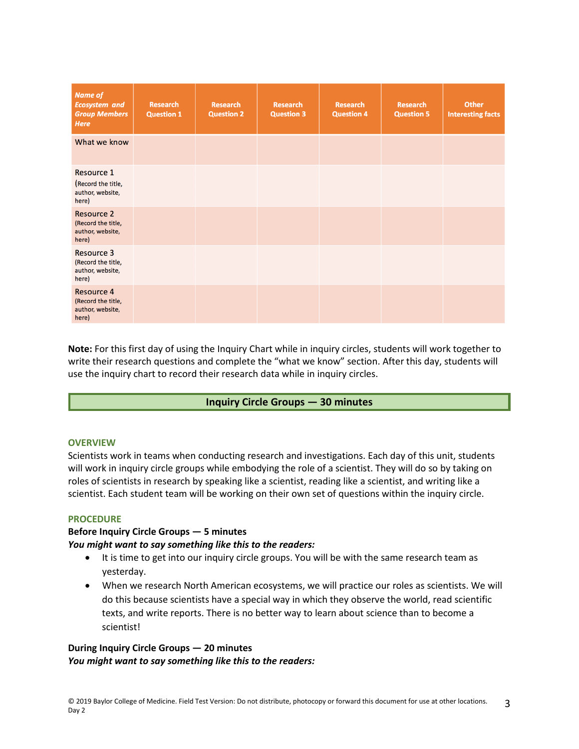| *Name of Ecosystem and Group Members Here* | Research Question 1 | Research Question 2 | Research Question 3 | Research Question 4 | Research Question 5 | Other Interesting facts |
|---|---|---|---|---|---|---|
| What we know | | | | | | |
| Resource 1 (Record the title, author, website, here) | | | | | | |
| Resource 2 (Record the title, author, website, here) | | | | | | |
| Resource 3 (Record the title, author, website, here) | | | | | | |
| Resource 4 (Record the title, author, website, here) | | | | | | |

**Note:** For this first day of using the Inquiry Chart while in inquiry circles, students will work together to write their research questions and complete the "what we know" section. After this day, students will use the inquiry chart to record their research data while in inquiry circles.

## Inquiry Circle Groups — 30 minutes

### OVERVIEW

Scientists work in teams when conducting research and investigations. Each day of this unit, students will work in inquiry circle groups while embodying the role of a scientist. They will do so by taking on roles of scientists in research by speaking like a scientist, reading like a scientist, and writing like a scientist. Each student team will be working on their own set of questions within the inquiry circle.

### PROCEDURE

**Before Inquiry Circle Groups — 5 minutes**

***You might want to say something like this to the readers:***

- It is time to get into our inquiry circle groups. You will be with the same research team as yesterday.
- When we research North American ecosystems, we will practice our roles as scientists. We will do this because scientists have a special way in which they observe the world, read scientific texts, and write reports. There is no better way to learn about science than to become a scientist!

**During Inquiry Circle Groups — 20 minutes**

***You might want to say something like this to the readers:***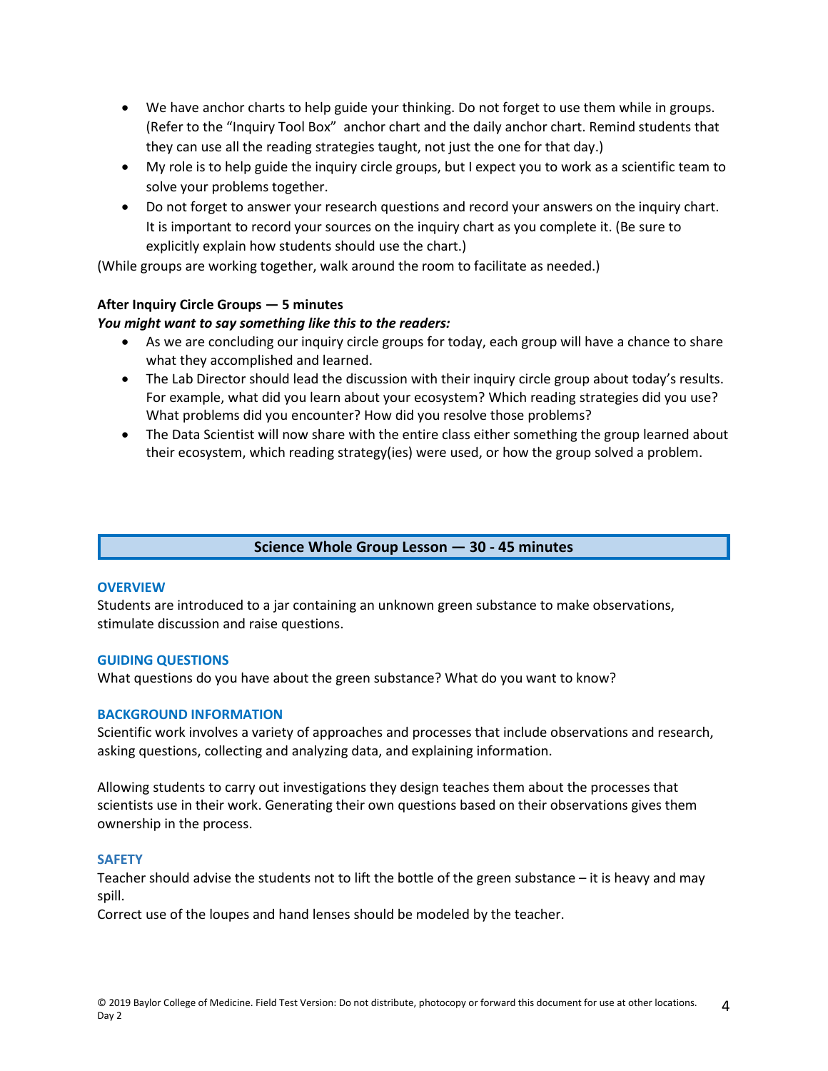- We have anchor charts to help guide your thinking. Do not forget to use them while in groups. (Refer to the "Inquiry Tool Box" anchor chart and the daily anchor chart. Remind students that they can use all the reading strategies taught, not just the one for that day.)
- My role is to help guide the inquiry circle groups, but I expect you to work as a scientific team to solve your problems together.
- Do not forget to answer your research questions and record your answers on the inquiry chart. It is important to record your sources on the inquiry chart as you complete it. (Be sure to explicitly explain how students should use the chart.)

(While groups are working together, walk around the room to facilitate as needed.)

**After Inquiry Circle Groups — 5 minutes**

***You might want to say something like this to the readers:***

- As we are concluding our inquiry circle groups for today, each group will have a chance to share what they accomplished and learned.
- The Lab Director should lead the discussion with their inquiry circle group about today's results. For example, what did you learn about your ecosystem? Which reading strategies did you use? What problems did you encounter? How did you resolve those problems?
- The Data Scientist will now share with the entire class either something the group learned about their ecosystem, which reading strategy(ies) were used, or how the group solved a problem.

## Science Whole Group Lesson — 30 - 45 minutes

### OVERVIEW

Students are introduced to a jar containing an unknown green substance to make observations, stimulate discussion and raise questions.

### GUIDING QUESTIONS

What questions do you have about the green substance? What do you want to know?

### BACKGROUND INFORMATION

Scientific work involves a variety of approaches and processes that include observations and research, asking questions, collecting and analyzing data, and explaining information.

Allowing students to carry out investigations they design teaches them about the processes that scientists use in their work. Generating their own questions based on their observations gives them ownership in the process.

### SAFETY

Teacher should advise the students not to lift the bottle of the green substance – it is heavy and may spill.

Correct use of the loupes and hand lenses should be modeled by the teacher.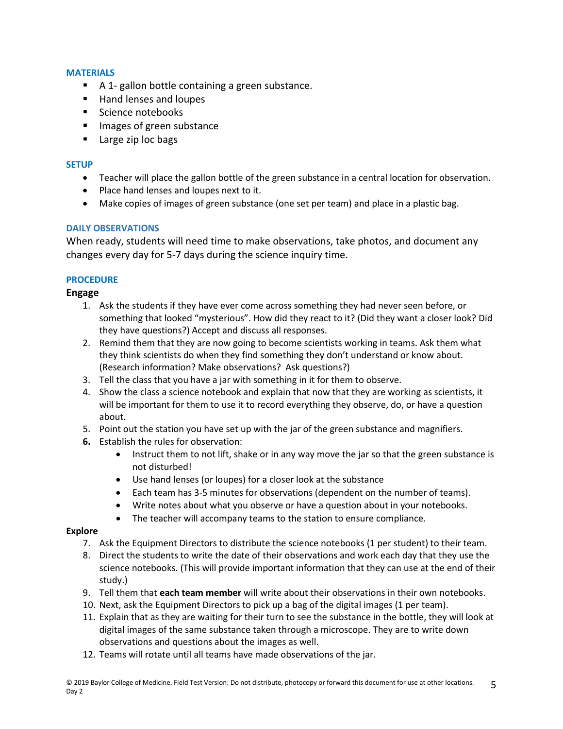## MATERIALS

- A 1- gallon bottle containing a green substance.
- Hand lenses and loupes
- Science notebooks
- Images of green substance
- Large zip loc bags

## SETUP

- Teacher will place the gallon bottle of the green substance in a central location for observation.
- Place hand lenses and loupes next to it.
- Make copies of images of green substance (one set per team) and place in a plastic bag.

## DAILY OBSERVATIONS

When ready, students will need time to make observations, take photos, and document any changes every day for 5-7 days during the science inquiry time.

## PROCEDURE

### Engage

1. Ask the students if they have ever come across something they had never seen before, or something that looked "mysterious". How did they react to it? (Did they want a closer look? Did they have questions?) Accept and discuss all responses.
2. Remind them that they are now going to become scientists working in teams. Ask them what they think scientists do when they find something they don't understand or know about. (Research information? Make observations? Ask questions?)
3. Tell the class that you have a jar with something in it for them to observe.
4. Show the class a science notebook and explain that now that they are working as scientists, it will be important for them to use it to record everything they observe, do, or have a question about.
5. Point out the station you have set up with the jar of the green substance and magnifiers.
6. Establish the rules for observation:
   - Instruct them to not lift, shake or in any way move the jar so that the green substance is not disturbed!
   - Use hand lenses (or loupes) for a closer look at the substance
   - Each team has 3-5 minutes for observations (dependent on the number of teams).
   - Write notes about what you observe or have a question about in your notebooks.
   - The teacher will accompany teams to the station to ensure compliance.

### Explore

7. Ask the Equipment Directors to distribute the science notebooks (1 per student) to their team.
8. Direct the students to write the date of their observations and work each day that they use the science notebooks. (This will provide important information that they can use at the end of their study.)
9. Tell them that **each team member** will write about their observations in their own notebooks.
10. Next, ask the Equipment Directors to pick up a bag of the digital images (1 per team).
11. Explain that as they are waiting for their turn to see the substance in the bottle, they will look at digital images of the same substance taken through a microscope. They are to write down observations and questions about the images as well.
12. Teams will rotate until all teams have made observations of the jar.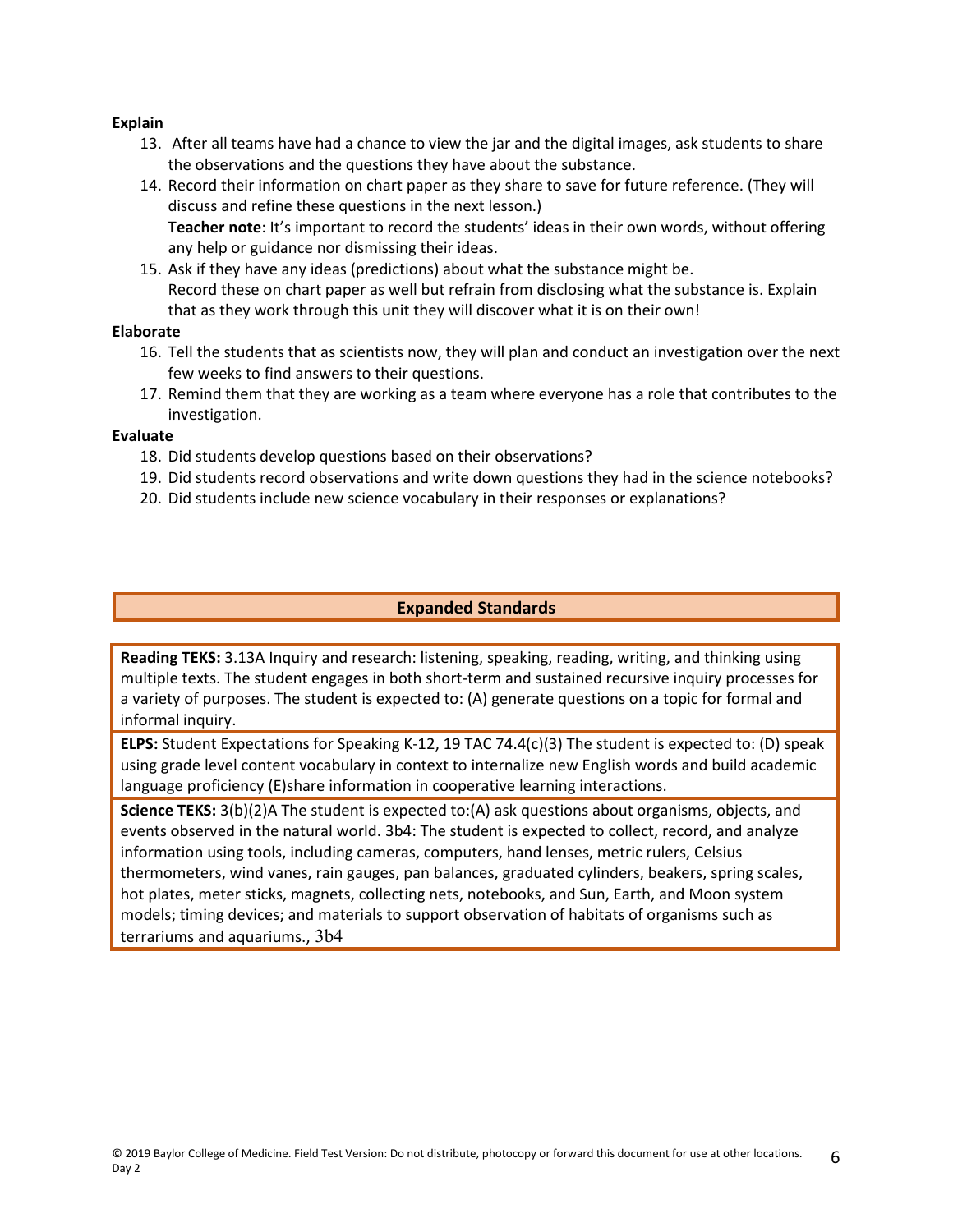**Explain**

13. After all teams have had a chance to view the jar and the digital images, ask students to share the observations and the questions they have about the substance.
14. Record their information on chart paper as they share to save for future reference. (They will discuss and refine these questions in the next lesson.)
    **Teacher note**: It's important to record the students' ideas in their own words, without offering any help or guidance nor dismissing their ideas.
15. Ask if they have any ideas (predictions) about what the substance might be.
    Record these on chart paper as well but refrain from disclosing what the substance is. Explain that as they work through this unit they will discover what it is on their own!

**Elaborate**

16. Tell the students that as scientists now, they will plan and conduct an investigation over the next few weeks to find answers to their questions.
17. Remind them that they are working as a team where everyone has a role that contributes to the investigation.

**Evaluate**

18. Did students develop questions based on their observations?
19. Did students record observations and write down questions they had in the science notebooks?
20. Did students include new science vocabulary in their responses or explanations?

## Expanded Standards

**Reading TEKS:** 3.13A Inquiry and research: listening, speaking, reading, writing, and thinking using multiple texts. The student engages in both short-term and sustained recursive inquiry processes for a variety of purposes. The student is expected to: (A) generate questions on a topic for formal and informal inquiry.

**ELPS:** Student Expectations for Speaking K-12, 19 TAC 74.4(c)(3) The student is expected to: (D) speak using grade level content vocabulary in context to internalize new English words and build academic language proficiency (E)share information in cooperative learning interactions.

**Science TEKS:** 3(b)(2)A The student is expected to:(A) ask questions about organisms, objects, and events observed in the natural world. 3b4: The student is expected to collect, record, and analyze information using tools, including cameras, computers, hand lenses, metric rulers, Celsius thermometers, wind vanes, rain gauges, pan balances, graduated cylinders, beakers, spring scales, hot plates, meter sticks, magnets, collecting nets, notebooks, and Sun, Earth, and Moon system models; timing devices; and materials to support observation of habitats of organisms such as terrariums and aquariums., 3b4